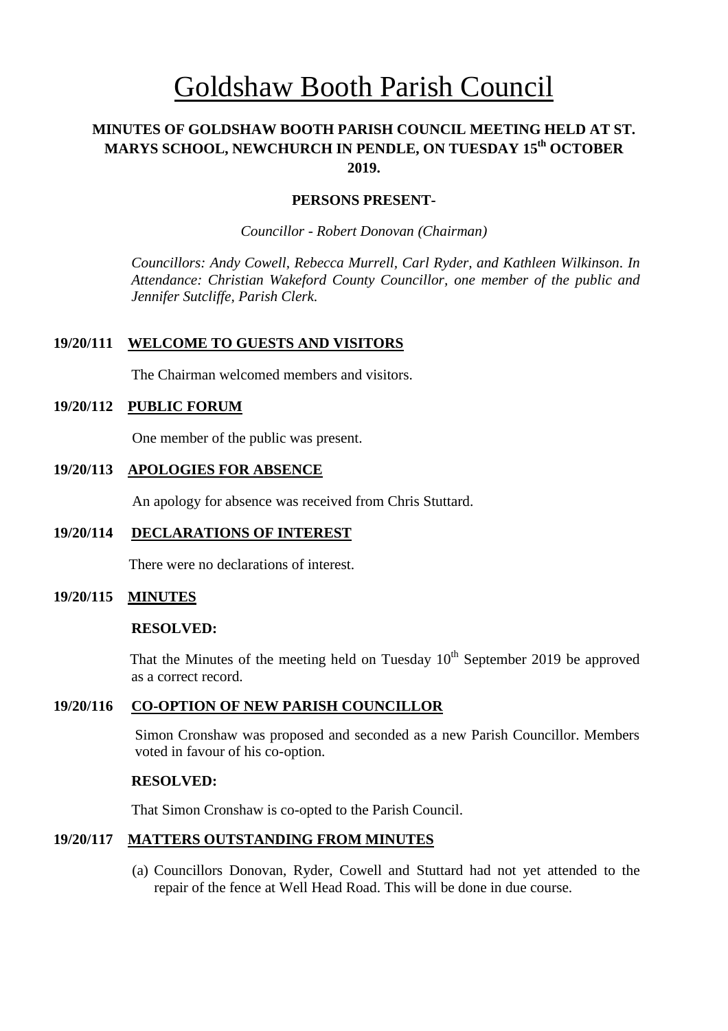# Goldshaw Booth Parish Council

**MINUTES OF GOLDSHAW BOOTH PARISH COUNCIL MEETING HELD AT ST. MARYS SCHOOL, NEWCHURCH IN PENDLE, ON TUESDAY 15th OCTOBER 2019.**

**PERSONS PRESENT-**

*Councillor - Robert Donovan (Chairman)*

*Councillors: Andy Cowell, Rebecca Murrell, Carl Ryder, and Kathleen Wilkinson. In Attendance: Christian Wakeford County Councillor, one member of the public and Jennifer Sutcliffe, Parish Clerk.*

**19/20/111 WELCOME TO GUESTS AND VISITORS**

The Chairman welcomed members and visitors.

**19/20/112 PUBLIC FORUM**

One member of the public was present.

**19/20/113 APOLOGIES FOR ABSENCE**

An apology for absence was received from Chris Stuttard.

**19/20/114 DECLARATIONS OF INTEREST**

There were no declarations of interest.

**19/20/115 MINUTES**

**RESOLVED:**

That the Minutes of the meeting held on Tuesday 10th September 2019 be approved as a correct record.

**19/20/116 CO-OPTION OF NEW PARISH COUNCILLOR**

Simon Cronshaw was proposed and seconded as a new Parish Councillor. Members voted in favour of his co-option.

**RESOLVED:**

That Simon Cronshaw is co-opted to the Parish Council.

**19/20/117 MATTERS OUTSTANDING FROM MINUTES**

(a) Councillors Donovan, Ryder, Cowell and Stuttard had not yet attended to the repair of the fence at Well Head Road. This will be done in due course.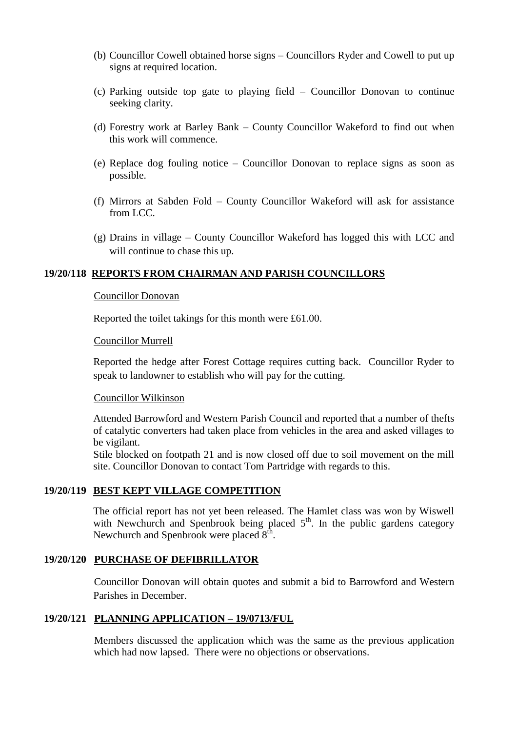(b) Councillor Cowell obtained horse signs – Councillors Ryder and Cowell to put up signs at required location.

(c) Parking outside top gate to playing field – Councillor Donovan to continue seeking clarity.

(d) Forestry work at Barley Bank – County Councillor Wakeford to find out when this work will commence.

(e) Replace dog fouling notice – Councillor Donovan to replace signs as soon as possible.

(f) Mirrors at Sabden Fold – County Councillor Wakeford will ask for assistance from LCC.

(g) Drains in village – County Councillor Wakeford has logged this with LCC and will continue to chase this up.

## 19/20/118 REPORTS FROM CHAIRMAN AND PARISH COUNCILLORS

Councillor Donovan

Reported the toilet takings for this month were £61.00.

Councillor Murrell

Reported the hedge after Forest Cottage requires cutting back. Councillor Ryder to speak to landowner to establish who will pay for the cutting.

Councillor Wilkinson

Attended Barrowford and Western Parish Council and reported that a number of thefts of catalytic converters had taken place from vehicles in the area and asked villages to be vigilant.
Stile blocked on footpath 21 and is now closed off due to soil movement on the mill site. Councillor Donovan to contact Tom Partridge with regards to this.

## 19/20/119 BEST KEPT VILLAGE COMPETITION

The official report has not yet been released. The Hamlet class was won by Wiswell with Newchurch and Spenbrook being placed 5th. In the public gardens category Newchurch and Spenbrook were placed 8th.

## 19/20/120 PURCHASE OF DEFIBRILLATOR

Councillor Donovan will obtain quotes and submit a bid to Barrowford and Western Parishes in December.

## 19/20/121 PLANNING APPLICATION – 19/0713/FUL

Members discussed the application which was the same as the previous application which had now lapsed. There were no objections or observations.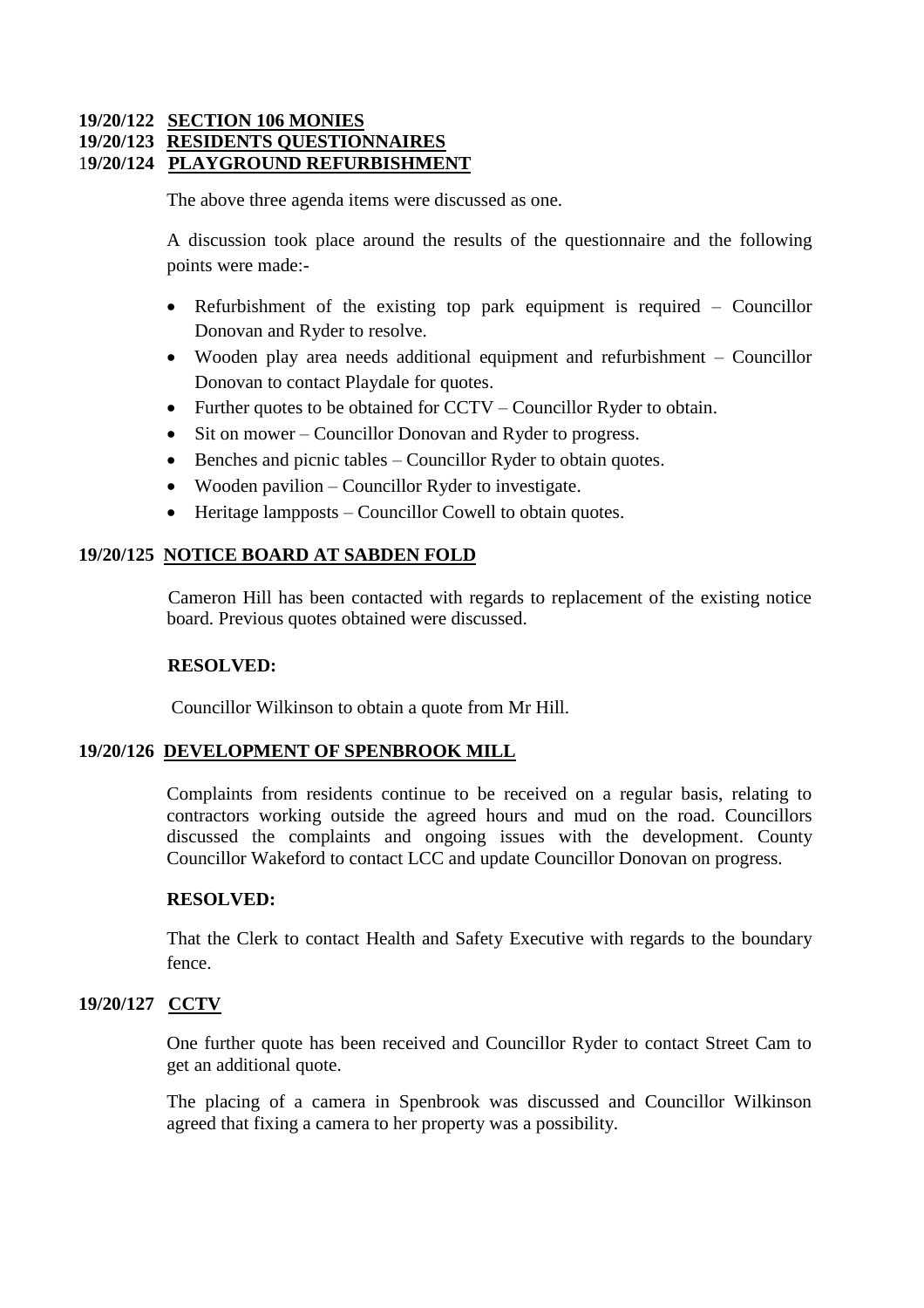**19/20/122 SECTION 106 MONIES**
**19/20/123 RESIDENTS QUESTIONNAIRES**
**19/20/124 PLAYGROUND REFURBISHMENT**

The above three agenda items were discussed as one.

A discussion took place around the results of the questionnaire and the following points were made:-

- Refurbishment of the existing top park equipment is required – Councillor Donovan and Ryder to resolve.
- Wooden play area needs additional equipment and refurbishment – Councillor Donovan to contact Playdale for quotes.
- Further quotes to be obtained for CCTV – Councillor Ryder to obtain.
- Sit on mower – Councillor Donovan and Ryder to progress.
- Benches and picnic tables – Councillor Ryder to obtain quotes.
- Wooden pavilion – Councillor Ryder to investigate.
- Heritage lampposts – Councillor Cowell to obtain quotes.

**19/20/125 NOTICE BOARD AT SABDEN FOLD**

Cameron Hill has been contacted with regards to replacement of the existing notice board. Previous quotes obtained were discussed.

**RESOLVED:**

Councillor Wilkinson to obtain a quote from Mr Hill.

**19/20/126 DEVELOPMENT OF SPENBROOK MILL**

Complaints from residents continue to be received on a regular basis, relating to contractors working outside the agreed hours and mud on the road. Councillors discussed the complaints and ongoing issues with the development. County Councillor Wakeford to contact LCC and update Councillor Donovan on progress.

**RESOLVED:**

That the Clerk to contact Health and Safety Executive with regards to the boundary fence.

**19/20/127 CCTV**

One further quote has been received and Councillor Ryder to contact Street Cam to get an additional quote.

The placing of a camera in Spenbrook was discussed and Councillor Wilkinson agreed that fixing a camera to her property was a possibility.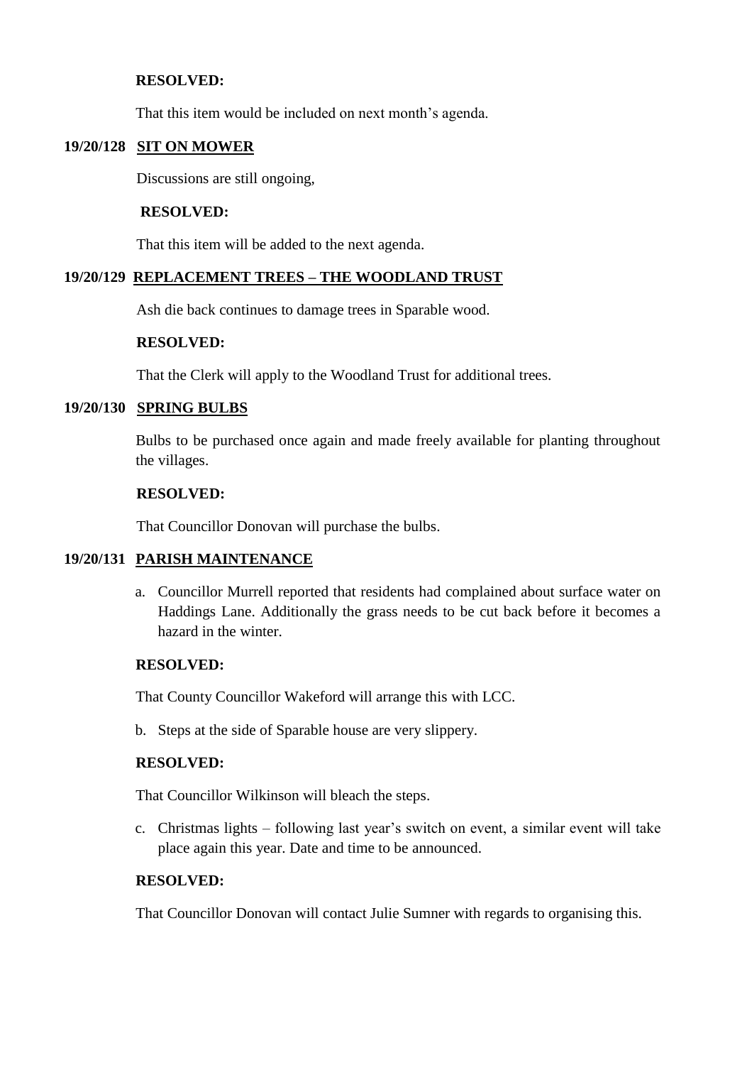**RESOLVED:**

That this item would be included on next month's agenda.

## 19/20/128 SIT ON MOWER

Discussions are still ongoing,

**RESOLVED:**

That this item will be added to the next agenda.

## 19/20/129 REPLACEMENT TREES – THE WOODLAND TRUST

Ash die back continues to damage trees in Sparable wood.

**RESOLVED:**

That the Clerk will apply to the Woodland Trust for additional trees.

## 19/20/130 SPRING BULBS

Bulbs to be purchased once again and made freely available for planting throughout the villages.

**RESOLVED:**

That Councillor Donovan will purchase the bulbs.

## 19/20/131 PARISH MAINTENANCE

a. Councillor Murrell reported that residents had complained about surface water on Haddings Lane. Additionally the grass needs to be cut back before it becomes a hazard in the winter.

**RESOLVED:**

That County Councillor Wakeford will arrange this with LCC.

b. Steps at the side of Sparable house are very slippery.

**RESOLVED:**

That Councillor Wilkinson will bleach the steps.

c. Christmas lights – following last year's switch on event, a similar event will take place again this year. Date and time to be announced.

**RESOLVED:**

That Councillor Donovan will contact Julie Sumner with regards to organising this.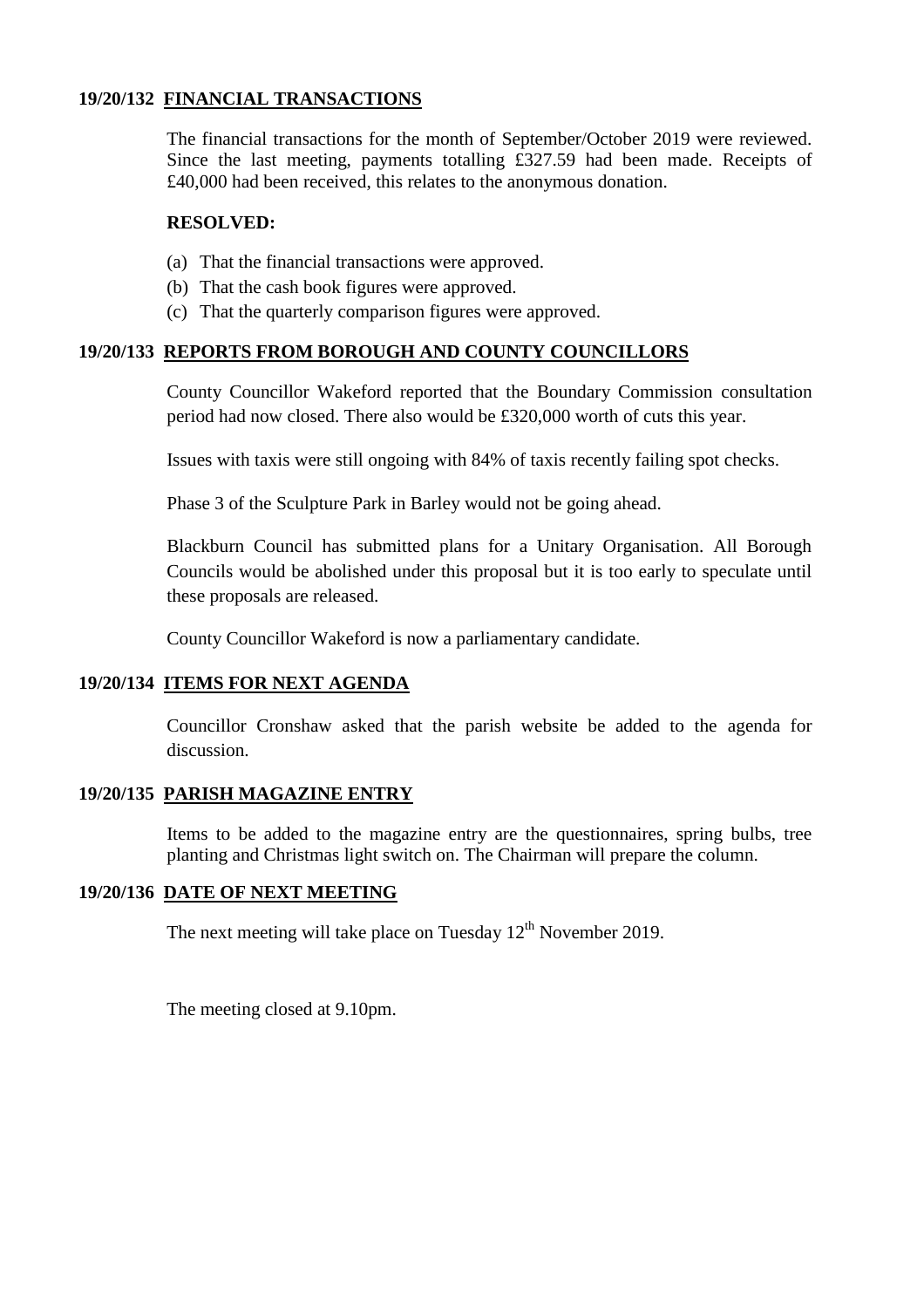## 19/20/132 FINANCIAL TRANSACTIONS

The financial transactions for the month of September/October 2019 were reviewed. Since the last meeting, payments totalling £327.59 had been made. Receipts of £40,000 had been received, this relates to the anonymous donation.

**RESOLVED:**

(a) That the financial transactions were approved.
(b) That the cash book figures were approved.
(c) That the quarterly comparison figures were approved.

## 19/20/133 REPORTS FROM BOROUGH AND COUNTY COUNCILLORS

County Councillor Wakeford reported that the Boundary Commission consultation period had now closed. There also would be £320,000 worth of cuts this year.

Issues with taxis were still ongoing with 84% of taxis recently failing spot checks.

Phase 3 of the Sculpture Park in Barley would not be going ahead.

Blackburn Council has submitted plans for a Unitary Organisation. All Borough Councils would be abolished under this proposal but it is too early to speculate until these proposals are released.

County Councillor Wakeford is now a parliamentary candidate.

## 19/20/134 ITEMS FOR NEXT AGENDA

Councillor Cronshaw asked that the parish website be added to the agenda for discussion.

## 19/20/135 PARISH MAGAZINE ENTRY

Items to be added to the magazine entry are the questionnaires, spring bulbs, tree planting and Christmas light switch on. The Chairman will prepare the column.

## 19/20/136 DATE OF NEXT MEETING

The next meeting will take place on Tuesday 12th November 2019.

The meeting closed at 9.10pm.